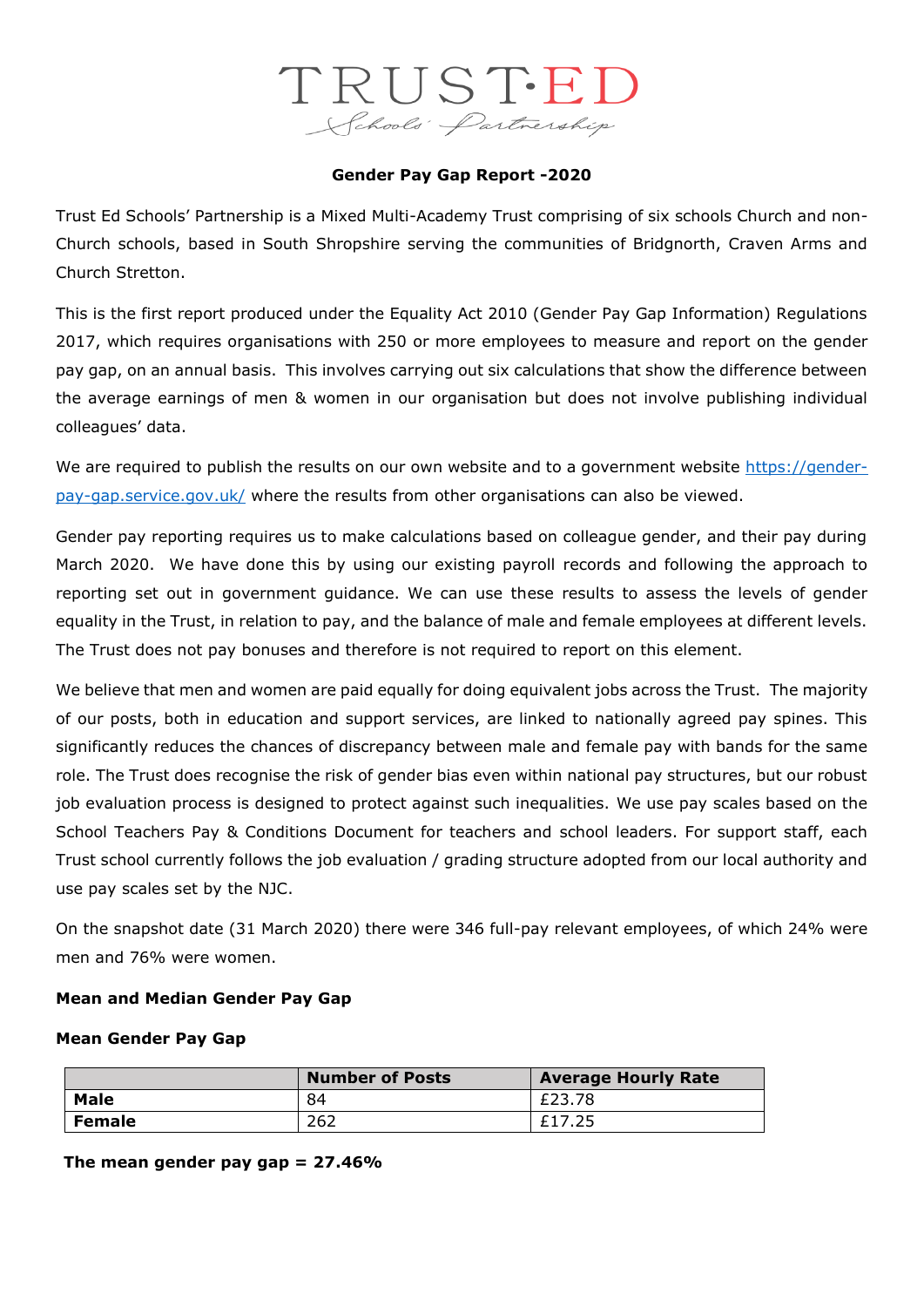TRUST·ED

Schools' Partnership

**Gender Pay Gap Report -2020**

Trust Ed Schools' Partnership is a Mixed Multi-Academy Trust comprising of six schools Church and non-Church schools, based in South Shropshire serving the communities of Bridgnorth, Craven Arms and Church Stretton.

This is the first report produced under the Equality Act 2010 (Gender Pay Gap Information) Regulations 2017, which requires organisations with 250 or more employees to measure and report on the gender pay gap, on an annual basis. This involves carrying out six calculations that show the difference between the average earnings of men & women in our organisation but does not involve publishing individual colleagues' data.

We are required to publish the results on our own website and to a government website https://gender-pay-gap.service.gov.uk/ where the results from other organisations can also be viewed.

Gender pay reporting requires us to make calculations based on colleague gender, and their pay during March 2020. We have done this by using our existing payroll records and following the approach to reporting set out in government guidance. We can use these results to assess the levels of gender equality in the Trust, in relation to pay, and the balance of male and female employees at different levels. The Trust does not pay bonuses and therefore is not required to report on this element.

We believe that men and women are paid equally for doing equivalent jobs across the Trust. The majority of our posts, both in education and support services, are linked to nationally agreed pay spines. This significantly reduces the chances of discrepancy between male and female pay with bands for the same role. The Trust does recognise the risk of gender bias even within national pay structures, but our robust job evaluation process is designed to protect against such inequalities. We use pay scales based on the School Teachers Pay & Conditions Document for teachers and school leaders. For support staff, each Trust school currently follows the job evaluation / grading structure adopted from our local authority and use pay scales set by the NJC.

On the snapshot date (31 March 2020) there were 346 full-pay relevant employees, of which 24% were men and 76% were women.

**Mean and Median Gender Pay Gap**

**Mean Gender Pay Gap**

| | Number of Posts | Average Hourly Rate |
|---|---|---|
| **Male** | 84 | £23.78 |
| **Female** | 262 | £17.25 |

**The mean gender pay gap = 27.46%**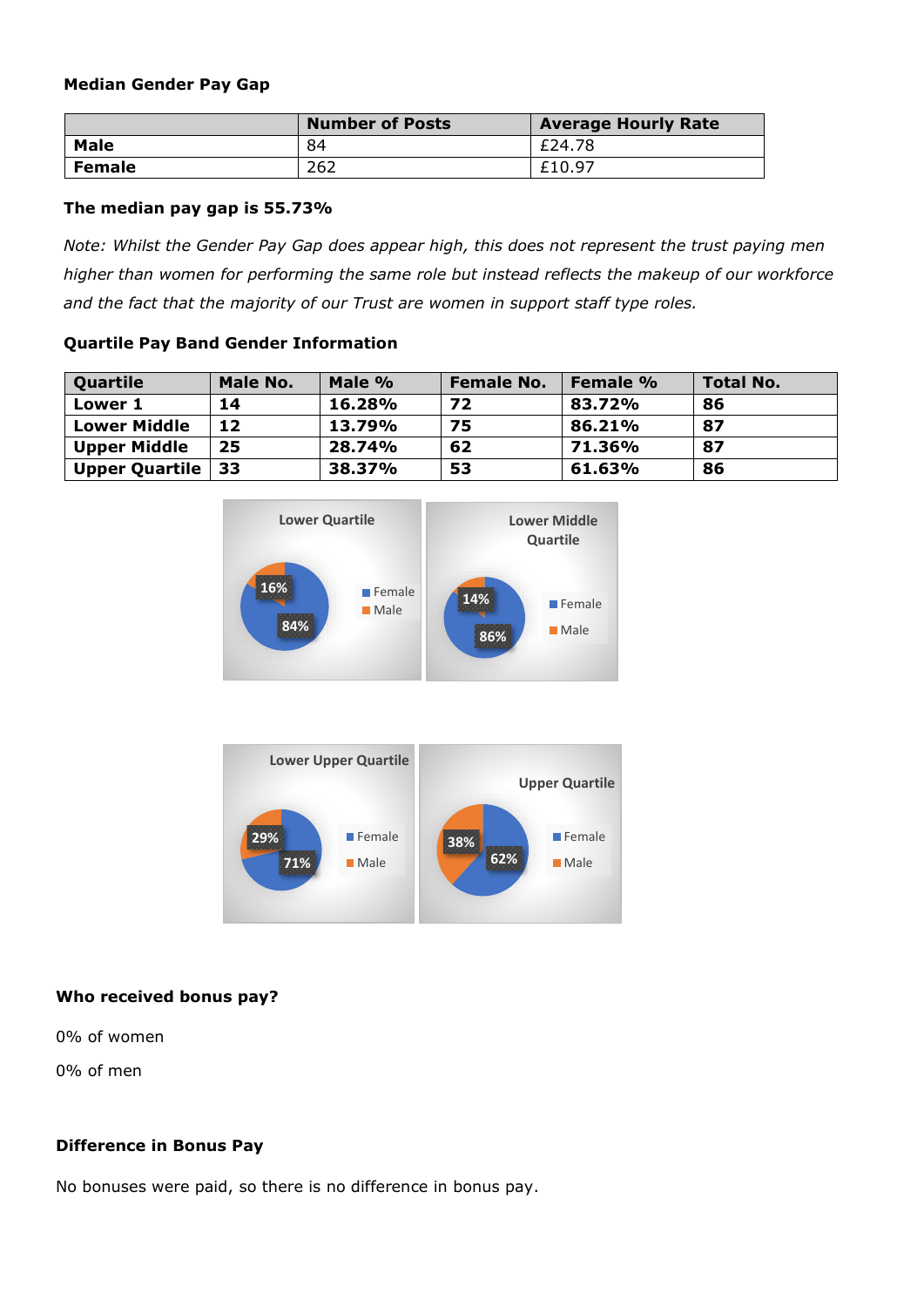**Median Gender Pay Gap**

| | Number of Posts | Average Hourly Rate |
|---|---|---|
| **Male** | 84 | £24.78 |
| **Female** | 262 | £10.97 |

**The median pay gap is 55.73%**

*Note: Whilst the Gender Pay Gap does appear high, this does not represent the trust paying men higher than women for performing the same role but instead reflects the makeup of our workforce and the fact that the majority of our Trust are women in support staff type roles.*

**Quartile Pay Band Gender Information**

| Quartile | Male No. | Male % | Female No. | Female % | Total No. |
|---|---|---|---|---|---|
| **Lower 1** | **14** | **16.28%** | **72** | **83.72%** | **86** |
| **Lower Middle** | **12** | **13.79%** | **75** | **86.21%** | **87** |
| **Upper Middle** | **25** | **28.74%** | **62** | **71.36%** | **87** |
| **Upper Quartile** | **33** | **38.37%** | **53** | **61.63%** | **86** |

Lower Quartile: Female 84%, Male 16%

Lower Middle Quartile: Female 86%, Male 14%

Lower Upper Quartile: Female 71%, Male 29%

Upper Quartile: Female 62%, Male 38%

**Who received bonus pay?**

0% of women

0% of men

**Difference in Bonus Pay**

No bonuses were paid, so there is no difference in bonus pay.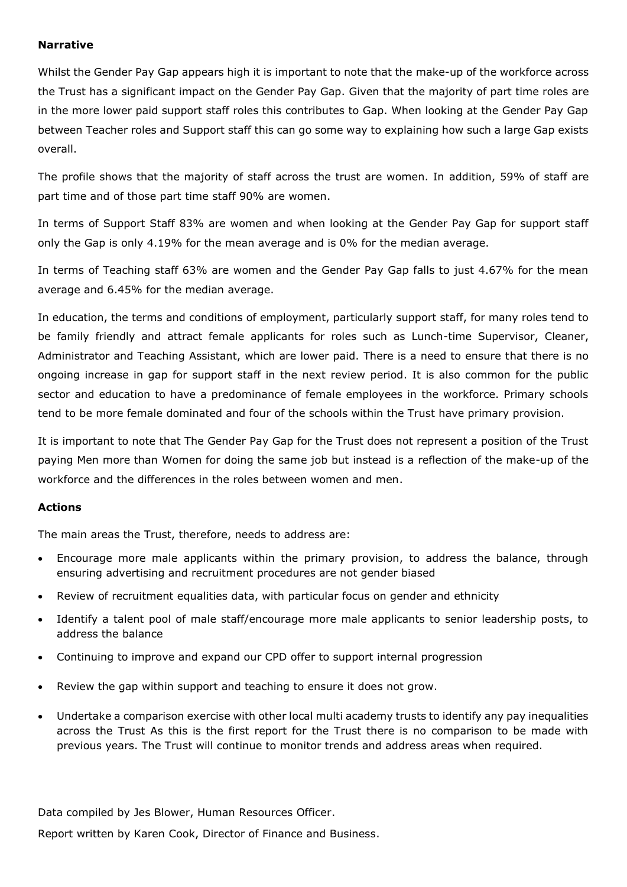### Narrative

Whilst the Gender Pay Gap appears high it is important to note that the make-up of the workforce across the Trust has a significant impact on the Gender Pay Gap. Given that the majority of part time roles are in the more lower paid support staff roles this contributes to Gap. When looking at the Gender Pay Gap between Teacher roles and Support staff this can go some way to explaining how such a large Gap exists overall.

The profile shows that the majority of staff across the trust are women. In addition, 59% of staff are part time and of those part time staff 90% are women.

In terms of Support Staff 83% are women and when looking at the Gender Pay Gap for support staff only the Gap is only 4.19% for the mean average and is 0% for the median average.

In terms of Teaching staff 63% are women and the Gender Pay Gap falls to just 4.67% for the mean average and 6.45% for the median average.

In education, the terms and conditions of employment, particularly support staff, for many roles tend to be family friendly and attract female applicants for roles such as Lunch-time Supervisor, Cleaner, Administrator and Teaching Assistant, which are lower paid. There is a need to ensure that there is no ongoing increase in gap for support staff in the next review period. It is also common for the public sector and education to have a predominance of female employees in the workforce. Primary schools tend to be more female dominated and four of the schools within the Trust have primary provision.

It is important to note that The Gender Pay Gap for the Trust does not represent a position of the Trust paying Men more than Women for doing the same job but instead is a reflection of the make-up of the workforce and the differences in the roles between women and men.

### Actions

The main areas the Trust, therefore, needs to address are:

- Encourage more male applicants within the primary provision, to address the balance, through ensuring advertising and recruitment procedures are not gender biased
- Review of recruitment equalities data, with particular focus on gender and ethnicity
- Identify a talent pool of male staff/encourage more male applicants to senior leadership posts, to address the balance
- Continuing to improve and expand our CPD offer to support internal progression
- Review the gap within support and teaching to ensure it does not grow.
- Undertake a comparison exercise with other local multi academy trusts to identify any pay inequalities across the Trust As this is the first report for the Trust there is no comparison to be made with previous years. The Trust will continue to monitor trends and address areas when required.

Data compiled by Jes Blower, Human Resources Officer.

Report written by Karen Cook, Director of Finance and Business.